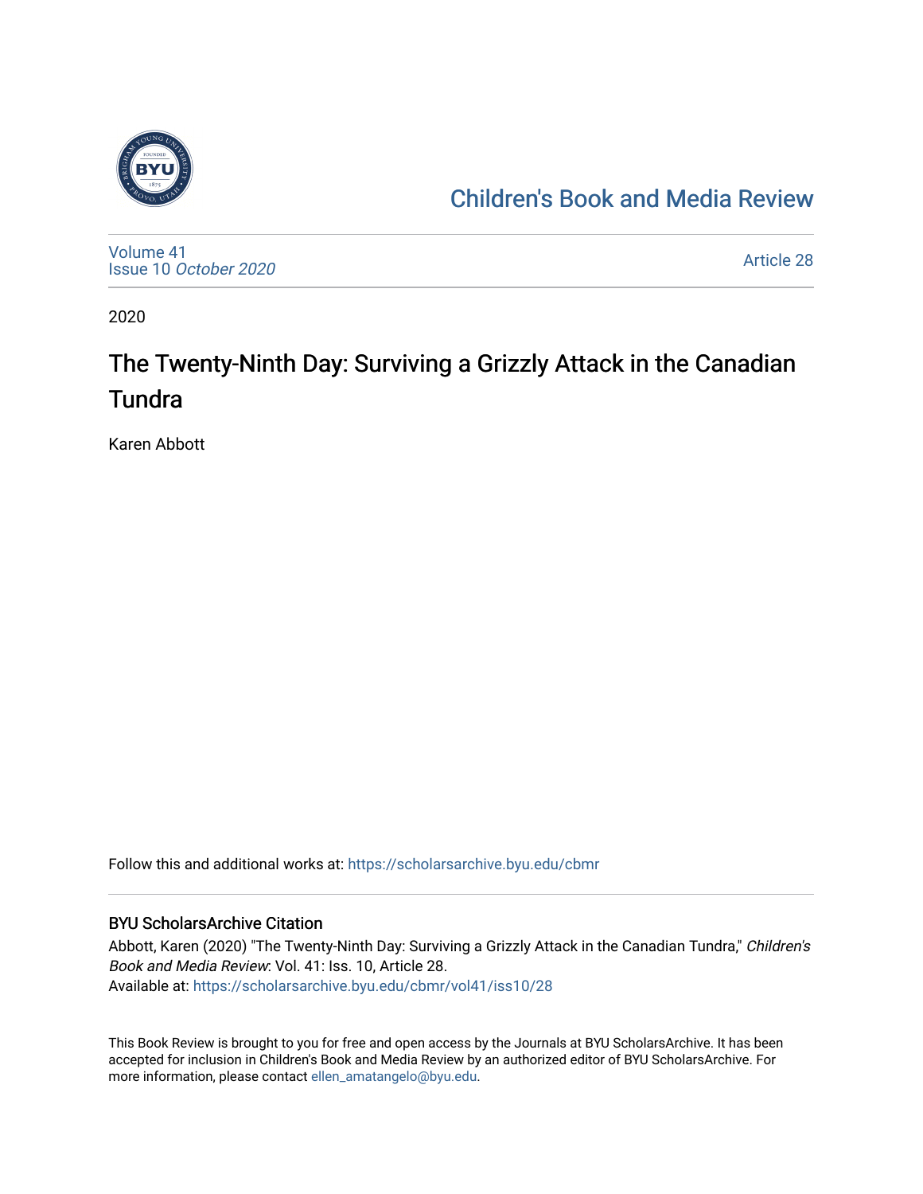Children's Book and Media Review

Volume 41
Issue 10 *October 2020*

Article 28

2020

# The Twenty-Ninth Day: Surviving a Grizzly Attack in the Canadian Tundra

Karen Abbott

Follow this and additional works at: https://scholarsarchive.byu.edu/cbmr

## BYU ScholarsArchive Citation

Abbott, Karen (2020) "The Twenty-Ninth Day: Surviving a Grizzly Attack in the Canadian Tundra," *Children's Book and Media Review*: Vol. 41: Iss. 10, Article 28.
Available at: https://scholarsarchive.byu.edu/cbmr/vol41/iss10/28

This Book Review is brought to you for free and open access by the Journals at BYU ScholarsArchive. It has been accepted for inclusion in Children's Book and Media Review by an authorized editor of BYU ScholarsArchive. For more information, please contact ellen_amatangelo@byu.edu.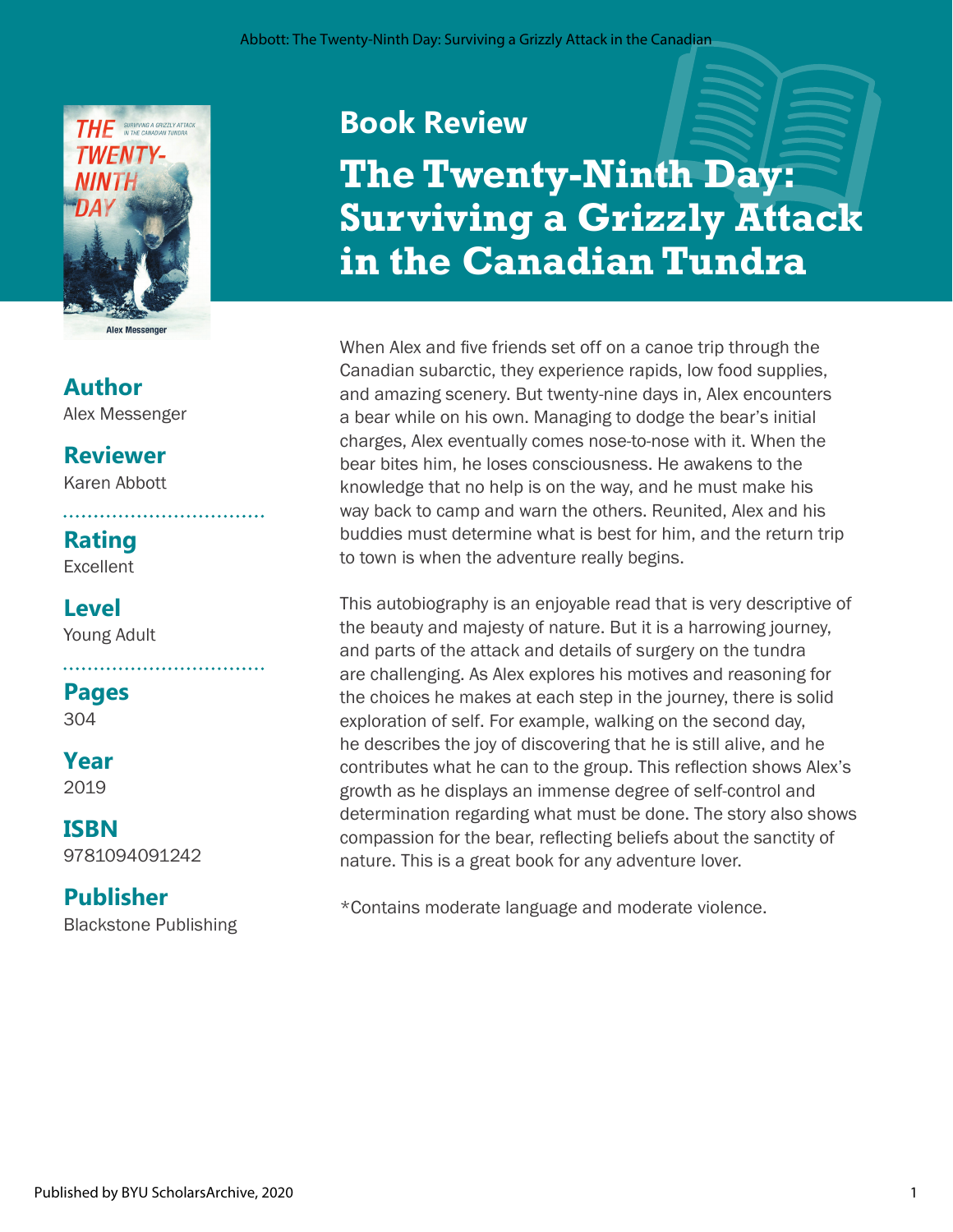# Book Review

# The Twenty-Ninth Day: Surviving a Grizzly Attack in the Canadian Tundra

**Author**
Alex Messenger

**Reviewer**
Karen Abbott

**Rating**
Excellent

**Level**
Young Adult

**Pages**
304

**Year**
2019

**ISBN**
9781094091242

**Publisher**
Blackstone Publishing

When Alex and five friends set off on a canoe trip through the Canadian subarctic, they experience rapids, low food supplies, and amazing scenery. But twenty-nine days in, Alex encounters a bear while on his own. Managing to dodge the bear's initial charges, Alex eventually comes nose-to-nose with it. When the bear bites him, he loses consciousness. He awakens to the knowledge that no help is on the way, and he must make his way back to camp and warn the others. Reunited, Alex and his buddies must determine what is best for him, and the return trip to town is when the adventure really begins.

This autobiography is an enjoyable read that is very descriptive of the beauty and majesty of nature. But it is a harrowing journey, and parts of the attack and details of surgery on the tundra are challenging. As Alex explores his motives and reasoning for the choices he makes at each step in the journey, there is solid exploration of self. For example, walking on the second day, he describes the joy of discovering that he is still alive, and he contributes what he can to the group. This reflection shows Alex's growth as he displays an immense degree of self-control and determination regarding what must be done. The story also shows compassion for the bear, reflecting beliefs about the sanctity of nature. This is a great book for any adventure lover.

*Contains moderate language and moderate violence.